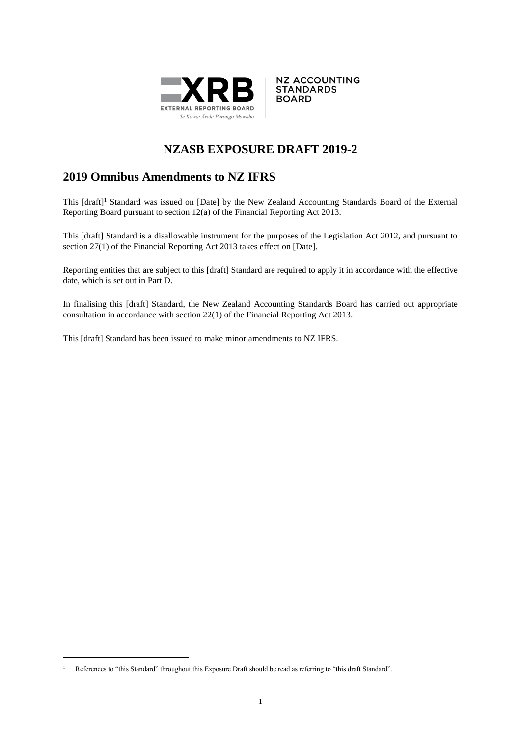XRB EXTERNAL REPORTING BOARD
Te Kāwai Ārahi Pūrongo Mōwaho

NZ ACCOUNTING STANDARDS BOARD

# NZASB EXPOSURE DRAFT 2019-2

## 2019 Omnibus Amendments to NZ IFRS

This [draft][1] Standard was issued on [Date] by the New Zealand Accounting Standards Board of the External Reporting Board pursuant to section 12(a) of the Financial Reporting Act 2013.

This [draft] Standard is a disallowable instrument for the purposes of the Legislation Act 2012, and pursuant to section 27(1) of the Financial Reporting Act 2013 takes effect on [Date].

Reporting entities that are subject to this [draft] Standard are required to apply it in accordance with the effective date, which is set out in Part D.

In finalising this [draft] Standard, the New Zealand Accounting Standards Board has carried out appropriate consultation in accordance with section 22(1) of the Financial Reporting Act 2013.

This [draft] Standard has been issued to make minor amendments to NZ IFRS.

---

[1] References to "this Standard" throughout this Exposure Draft should be read as referring to "this draft Standard".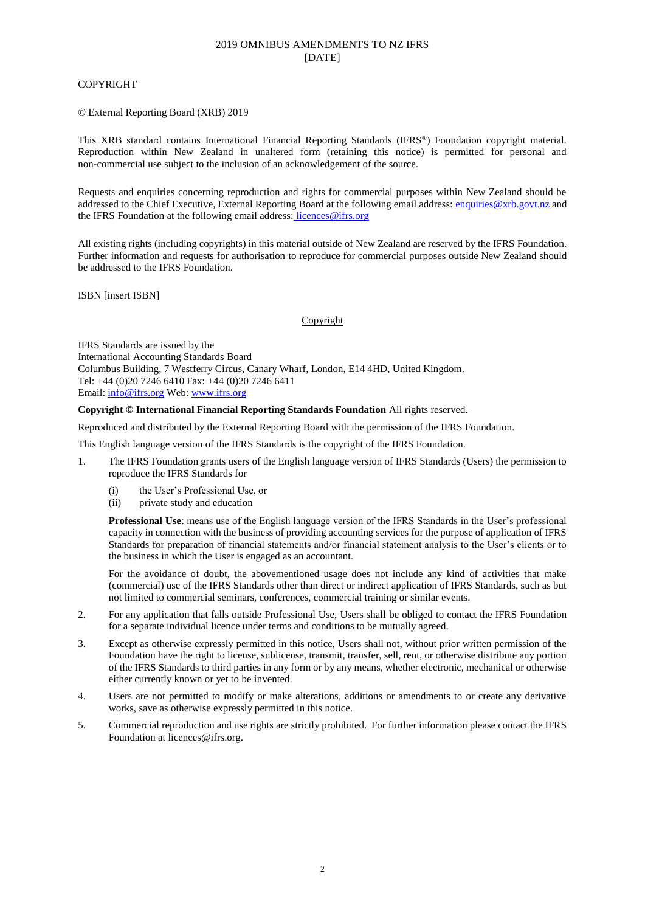COPYRIGHT

© External Reporting Board (XRB) 2019

This XRB standard contains International Financial Reporting Standards (IFRS®) Foundation copyright material. Reproduction within New Zealand in unaltered form (retaining this notice) is permitted for personal and non-commercial use subject to the inclusion of an acknowledgement of the source.

Requests and enquiries concerning reproduction and rights for commercial purposes within New Zealand should be addressed to the Chief Executive, External Reporting Board at the following email address: enquiries@xrb.govt.nz and the IFRS Foundation at the following email address: licences@ifrs.org

All existing rights (including copyrights) in this material outside of New Zealand are reserved by the IFRS Foundation. Further information and requests for authorisation to reproduce for commercial purposes outside New Zealand should be addressed to the IFRS Foundation.

ISBN [insert ISBN]

Copyright

IFRS Standards are issued by the
International Accounting Standards Board
Columbus Building, 7 Westferry Circus, Canary Wharf, London, E14 4HD, United Kingdom.
Tel: +44 (0)20 7246 6410 Fax: +44 (0)20 7246 6411
Email: info@ifrs.org Web: www.ifrs.org

**Copyright © International Financial Reporting Standards Foundation** All rights reserved.

Reproduced and distributed by the External Reporting Board with the permission of the IFRS Foundation.

This English language version of the IFRS Standards is the copyright of the IFRS Foundation.

1. The IFRS Foundation grants users of the English language version of IFRS Standards (Users) the permission to reproduce the IFRS Standards for

   (i) the User's Professional Use, or
   (ii) private study and education

   **Professional Use**: means use of the English language version of the IFRS Standards in the User's professional capacity in connection with the business of providing accounting services for the purpose of application of IFRS Standards for preparation of financial statements and/or financial statement analysis to the User's clients or to the business in which the User is engaged as an accountant.

   For the avoidance of doubt, the abovementioned usage does not include any kind of activities that make (commercial) use of the IFRS Standards other than direct or indirect application of IFRS Standards, such as but not limited to commercial seminars, conferences, commercial training or similar events.

2. For any application that falls outside Professional Use, Users shall be obliged to contact the IFRS Foundation for a separate individual licence under terms and conditions to be mutually agreed.

3. Except as otherwise expressly permitted in this notice, Users shall not, without prior written permission of the Foundation have the right to license, sublicense, transmit, transfer, sell, rent, or otherwise distribute any portion of the IFRS Standards to third parties in any form or by any means, whether electronic, mechanical or otherwise either currently known or yet to be invented.

4. Users are not permitted to modify or make alterations, additions or amendments to or create any derivative works, save as otherwise expressly permitted in this notice.

5. Commercial reproduction and use rights are strictly prohibited. For further information please contact the IFRS Foundation at licences@ifrs.org.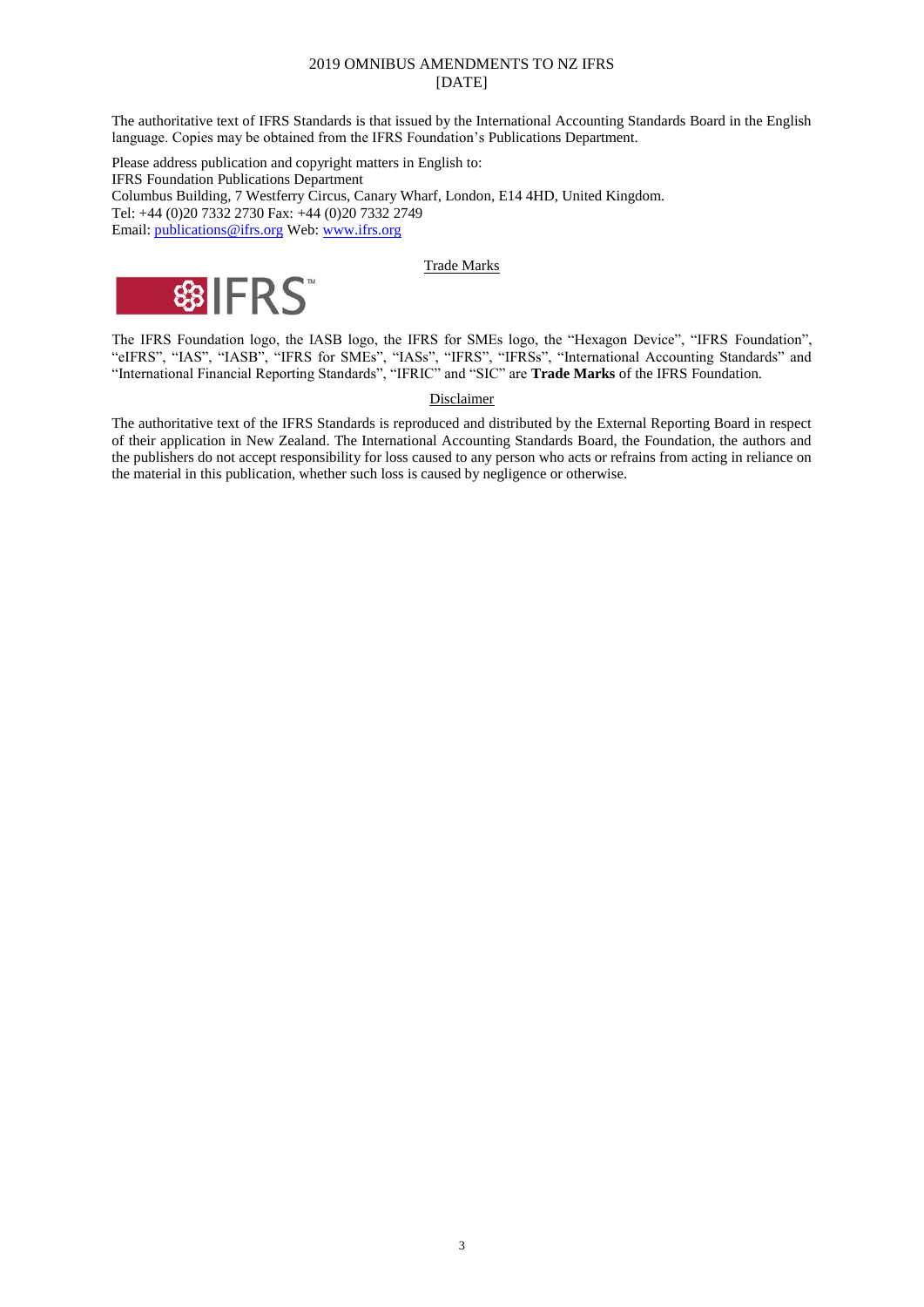2019 OMNIBUS AMENDMENTS TO NZ IFRS
[DATE]

The authoritative text of IFRS Standards is that issued by the International Accounting Standards Board in the English language. Copies may be obtained from the IFRS Foundation's Publications Department.

Please address publication and copyright matters in English to:
IFRS Foundation Publications Department
Columbus Building, 7 Westferry Circus, Canary Wharf, London, E14 4HD, United Kingdom.
Tel: +44 (0)20 7332 2730 Fax: +44 (0)20 7332 2749
Email: publications@ifrs.org Web: www.ifrs.org

Trade Marks

The IFRS Foundation logo, the IASB logo, the IFRS for SMEs logo, the "Hexagon Device", "IFRS Foundation", "eIFRS", "IAS", "IASB", "IFRS for SMEs", "IASs", "IFRS", "IFRSs", "International Accounting Standards" and "International Financial Reporting Standards", "IFRIC" and "SIC" are **Trade Marks** of the IFRS Foundation.

Disclaimer

The authoritative text of the IFRS Standards is reproduced and distributed by the External Reporting Board in respect of their application in New Zealand. The International Accounting Standards Board, the Foundation, the authors and the publishers do not accept responsibility for loss caused to any person who acts or refrains from acting in reliance on the material in this publication, whether such loss is caused by negligence or otherwise.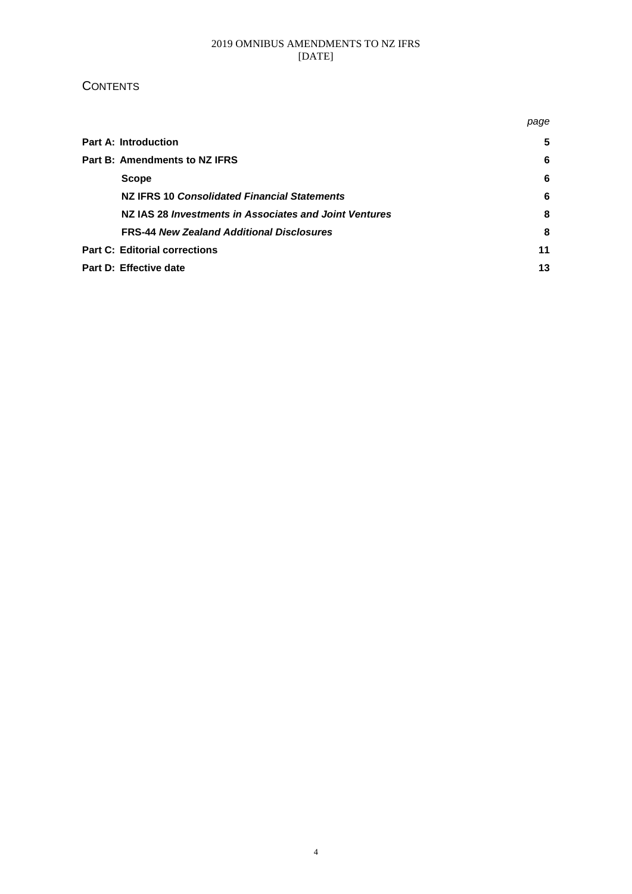## CONTENTS

| | page |
|---|---|
| **Part A: Introduction** | **5** |
| **Part B: Amendments to NZ IFRS** | **6** |
| **Scope** | **6** |
| **NZ IFRS 10 *Consolidated Financial Statements*** | **6** |
| **NZ IAS 28 *Investments in Associates and Joint Ventures*** | **8** |
| **FRS-44 *New Zealand Additional Disclosures*** | **8** |
| **Part C: Editorial corrections** | **11** |
| **Part D: Effective date** | **13** |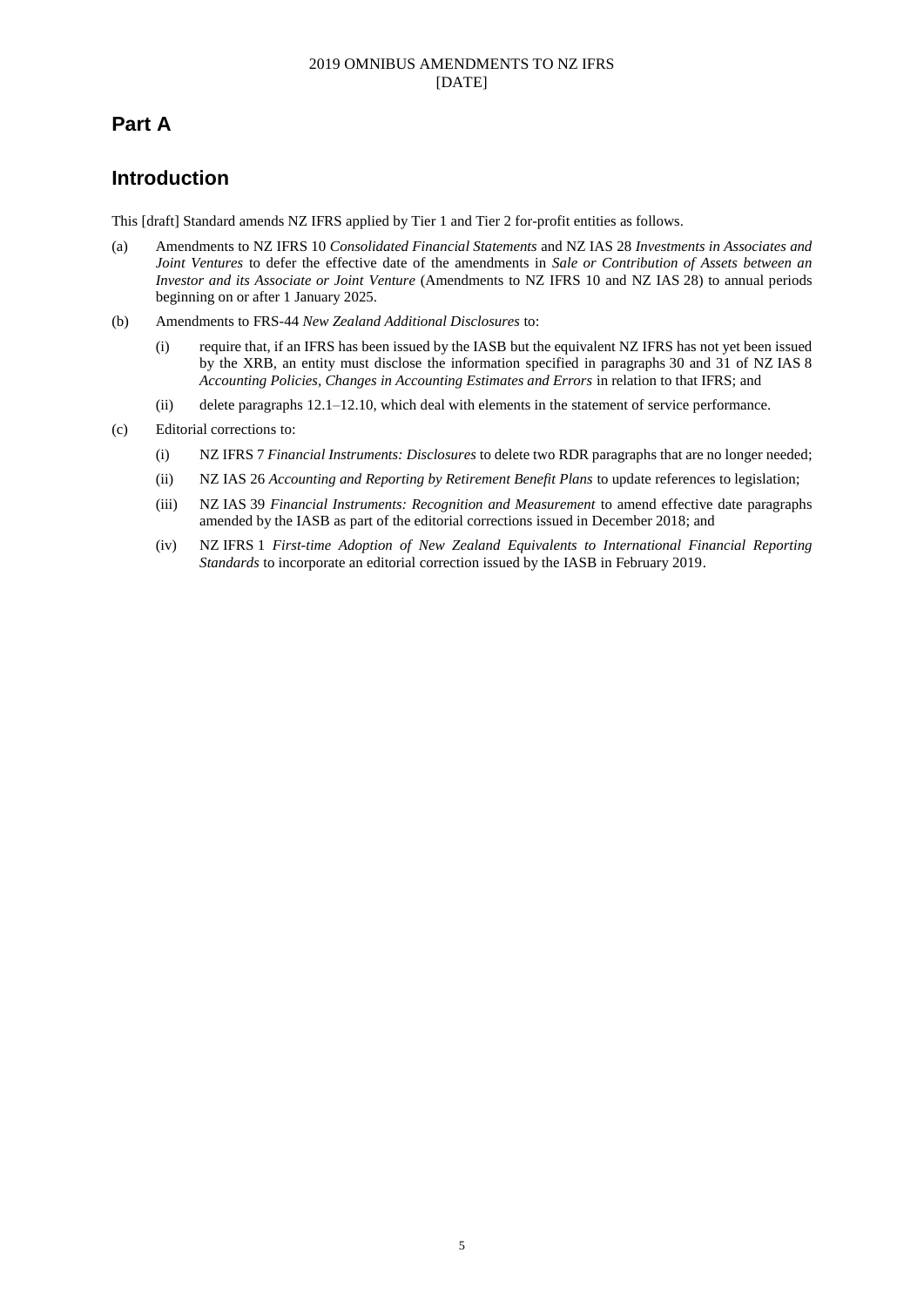# Part A

## Introduction

This [draft] Standard amends NZ IFRS applied by Tier 1 and Tier 2 for-profit entities as follows.

(a) Amendments to NZ IFRS 10 *Consolidated Financial Statements* and NZ IAS 28 *Investments in Associates and Joint Ventures* to defer the effective date of the amendments in *Sale or Contribution of Assets between an Investor and its Associate or Joint Venture* (Amendments to NZ IFRS 10 and NZ IAS 28) to annual periods beginning on or after 1 January 2025.

(b) Amendments to FRS-44 *New Zealand Additional Disclosures* to:

  (i) require that, if an IFRS has been issued by the IASB but the equivalent NZ IFRS has not yet been issued by the XRB, an entity must disclose the information specified in paragraphs 30 and 31 of NZ IAS 8 *Accounting Policies, Changes in Accounting Estimates and Errors* in relation to that IFRS; and

  (ii) delete paragraphs 12.1–12.10, which deal with elements in the statement of service performance.

(c) Editorial corrections to:

  (i) NZ IFRS 7 *Financial Instruments: Disclosures* to delete two RDR paragraphs that are no longer needed;

  (ii) NZ IAS 26 *Accounting and Reporting by Retirement Benefit Plans* to update references to legislation;

  (iii) NZ IAS 39 *Financial Instruments: Recognition and Measurement* to amend effective date paragraphs amended by the IASB as part of the editorial corrections issued in December 2018; and

  (iv) NZ IFRS 1 *First-time Adoption of New Zealand Equivalents to International Financial Reporting Standards* to incorporate an editorial correction issued by the IASB in February 2019.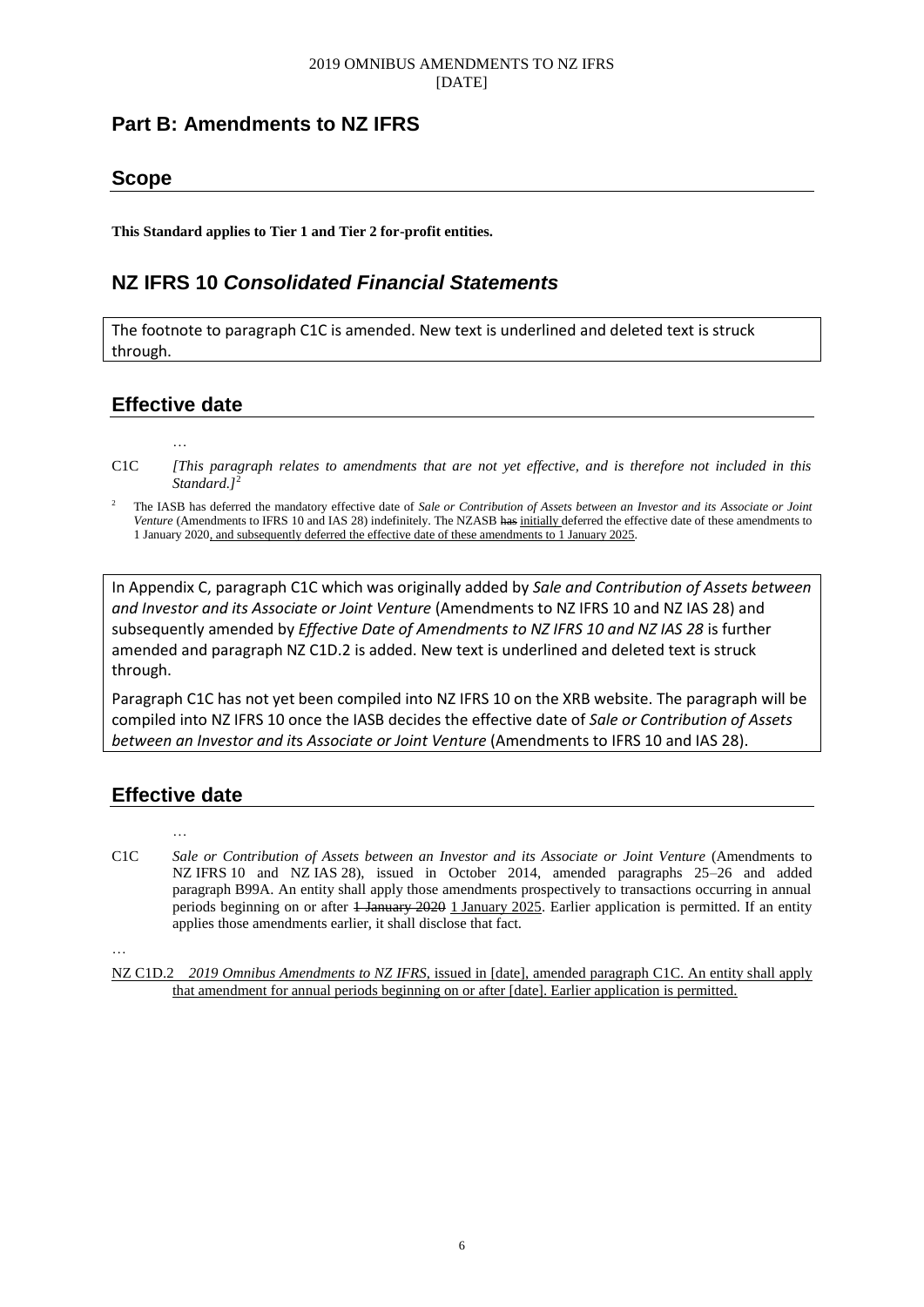## Part B: Amendments to NZ IFRS

## Scope

**This Standard applies to Tier 1 and Tier 2 for-profit entities.**

## NZ IFRS 10 *Consolidated Financial Statements*

The footnote to paragraph C1C is amended. New text is underlined and deleted text is struck through.

## Effective date

…

C1C *[This paragraph relates to amendments that are not yet effective, and is therefore not included in this Standard.]*[2]

[2] The IASB has deferred the mandatory effective date of *Sale or Contribution of Assets between an Investor and its Associate or Joint Venture* (Amendments to IFRS 10 and IAS 28) indefinitely. The NZASB ~~has~~ <u>initially</u> deferred the effective date of these amendments to 1 January 2020<u>, and subsequently deferred the effective date of these amendments to 1 January 2025</u>.

In Appendix C, paragraph C1C which was originally added by *Sale and Contribution of Assets between and Investor and its Associate or Joint Venture* (Amendments to NZ IFRS 10 and NZ IAS 28) and subsequently amended by *Effective Date of Amendments to NZ IFRS 10 and NZ IAS 28* is further amended and paragraph NZ C1D.2 is added. New text is underlined and deleted text is struck through.

Paragraph C1C has not yet been compiled into NZ IFRS 10 on the XRB website. The paragraph will be compiled into NZ IFRS 10 once the IASB decides the effective date of *Sale or Contribution of Assets between an Investor and its Associate or Joint Venture* (Amendments to IFRS 10 and IAS 28).

## Effective date

…

C1C *Sale or Contribution of Assets between an Investor and its Associate or Joint Venture* (Amendments to NZ IFRS 10 and NZ IAS 28), issued in October 2014, amended paragraphs 25–26 and added paragraph B99A. An entity shall apply those amendments prospectively to transactions occurring in annual periods beginning on or after ~~1 January 2020~~ <u>1 January 2025</u>. Earlier application is permitted. If an entity applies those amendments earlier, it shall disclose that fact.

…

<u>NZ C1D.2 *2019 Omnibus Amendments to NZ IFRS*, issued in [date], amended paragraph C1C. An entity shall apply that amendment for annual periods beginning on or after [date]. Earlier application is permitted.</u>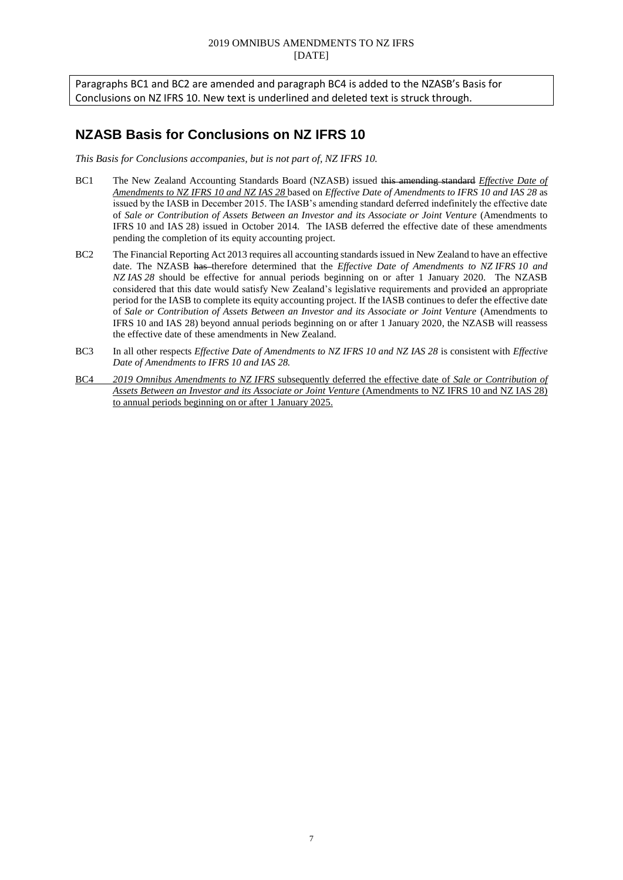Paragraphs BC1 and BC2 are amended and paragraph BC4 is added to the NZASB's Basis for Conclusions on NZ IFRS 10. New text is underlined and deleted text is struck through.

## NZASB Basis for Conclusions on NZ IFRS 10

*This Basis for Conclusions accompanies, but is not part of, NZ IFRS 10.*

BC1 The New Zealand Accounting Standards Board (NZASB) issued ~~this amending standard~~ <u>*Effective Date of Amendments to NZ IFRS 10 and NZ IAS 28*</u> based on *Effective Date of Amendments to IFRS 10 and IAS 28* as issued by the IASB in December 2015. The IASB's amending standard deferred indefinitely the effective date of *Sale or Contribution of Assets Between an Investor and its Associate or Joint Venture* (Amendments to IFRS 10 and IAS 28) issued in October 2014. The IASB deferred the effective date of these amendments pending the completion of its equity accounting project.

BC2 The Financial Reporting Act 2013 requires all accounting standards issued in New Zealand to have an effective date. The NZASB ~~has~~ therefore determined that the *Effective Date of Amendments to NZ IFRS 10 and NZ IAS 28* should be effective for annual periods beginning on or after 1 January 2020. The NZASB considered that this date would satisfy New Zealand's legislative requirements and provide~~d~~ an appropriate period for the IASB to complete its equity accounting project. If the IASB continues to defer the effective date of *Sale or Contribution of Assets Between an Investor and its Associate or Joint Venture* (Amendments to IFRS 10 and IAS 28) beyond annual periods beginning on or after 1 January 2020, the NZASB will reassess the effective date of these amendments in New Zealand.

BC3 In all other respects *Effective Date of Amendments to NZ IFRS 10 and NZ IAS 28* is consistent with *Effective Date of Amendments to IFRS 10 and IAS 28.*

<u>BC4 *2019 Omnibus Amendments to NZ IFRS* subsequently deferred the effective date of *Sale or Contribution of Assets Between an Investor and its Associate or Joint Venture* (Amendments to NZ IFRS 10 and NZ IAS 28) to annual periods beginning on or after 1 January 2025.</u>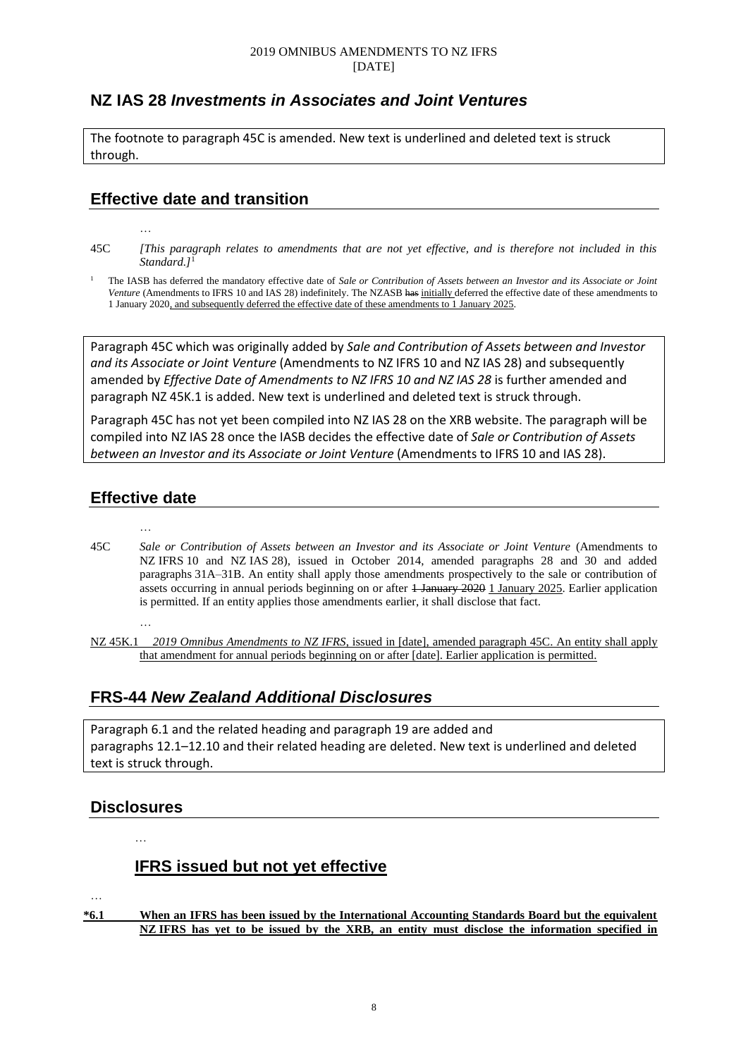## NZ IAS 28 *Investments in Associates and Joint Ventures*

The footnote to paragraph 45C is amended. New text is underlined and deleted text is struck through.

### Effective date and transition

…

45C *[This paragraph relates to amendments that are not yet effective, and is therefore not included in this Standard.]*[1]

[1] The IASB has deferred the mandatory effective date of *Sale or Contribution of Assets between an Investor and its Associate or Joint Venture* (Amendments to IFRS 10 and IAS 28) indefinitely. The NZASB ~~has~~ <u>initially</u> deferred the effective date of these amendments to 1 January 2020<u>, and subsequently deferred the effective date of these amendments to 1 January 2025</u>.

Paragraph 45C which was originally added by *Sale and Contribution of Assets between and Investor and its Associate or Joint Venture* (Amendments to NZ IFRS 10 and NZ IAS 28) and subsequently amended by *Effective Date of Amendments to NZ IFRS 10 and NZ IAS 28* is further amended and paragraph NZ 45K.1 is added. New text is underlined and deleted text is struck through.

Paragraph 45C has not yet been compiled into NZ IAS 28 on the XRB website. The paragraph will be compiled into NZ IAS 28 once the IASB decides the effective date of *Sale or Contribution of Assets between an Investor and its Associate or Joint Venture* (Amendments to IFRS 10 and IAS 28).

### Effective date

…

45C *Sale or Contribution of Assets between an Investor and its Associate or Joint Venture* (Amendments to NZ IFRS 10 and NZ IAS 28), issued in October 2014, amended paragraphs 28 and 30 and added paragraphs 31A–31B. An entity shall apply those amendments prospectively to the sale or contribution of assets occurring in annual periods beginning on or after ~~1 January 2020~~ <u>1 January 2025</u>. Earlier application is permitted. If an entity applies those amendments earlier, it shall disclose that fact.

…

<u>NZ 45K.1 *2019 Omnibus Amendments to NZ IFRS*, issued in [date], amended paragraph 45C. An entity shall apply that amendment for annual periods beginning on or after [date]. Earlier application is permitted.</u>

## FRS-44 *New Zealand Additional Disclosures*

Paragraph 6.1 and the related heading and paragraph 19 are added and paragraphs 12.1–12.10 and their related heading are deleted. New text is underlined and deleted text is struck through.

### Disclosures

…

### <u>IFRS issued but not yet effective</u>

…

**<u>*6.1 When an IFRS has been issued by the International Accounting Standards Board but the equivalent NZ IFRS has yet to be issued by the XRB, an entity must disclose the information specified in</u>**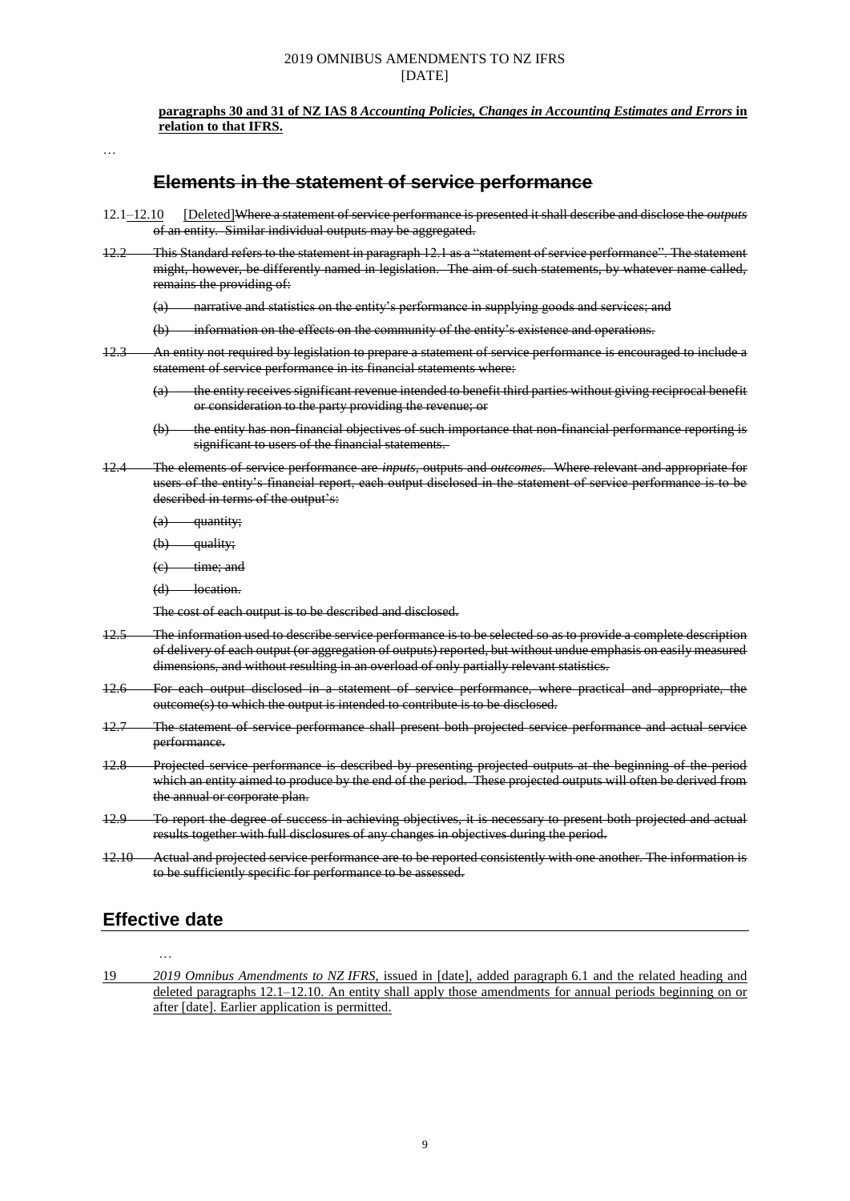**paragraphs 30 and 31 of NZ IAS 8 *Accounting Policies, Changes in Accounting Estimates and Errors* in relation to that IFRS.**

…

## ~~Elements in the statement of service performance~~

12.1–12.10 [Deleted]~~Where a statement of service performance is presented it shall describe and disclose the *outputs* of an entity. Similar individual outputs may be aggregated.~~

~~12.2 This Standard refers to the statement in paragraph 12.1 as a "statement of service performance". The statement might, however, be differently named in legislation. The aim of such statements, by whatever name called, remains the providing of:~~

~~(a) narrative and statistics on the entity's performance in supplying goods and services; and~~

~~(b) information on the effects on the community of the entity's existence and operations.~~

~~12.3 An entity not required by legislation to prepare a statement of service performance is encouraged to include a statement of service performance in its financial statements where:~~

~~(a) the entity receives significant revenue intended to benefit third parties without giving reciprocal benefit or consideration to the party providing the revenue; or~~

~~(b) the entity has non-financial objectives of such importance that non-financial performance reporting is significant to users of the financial statements.~~

~~12.4 The elements of service performance are *inputs*, outputs and *outcomes*. Where relevant and appropriate for users of the entity's financial report, each output disclosed in the statement of service performance is to be described in terms of the output's:~~

~~(a) quantity;~~

~~(b) quality;~~

~~(c) time; and~~

~~(d) location.~~

~~The cost of each output is to be described and disclosed.~~

~~12.5 The information used to describe service performance is to be selected so as to provide a complete description of delivery of each output (or aggregation of outputs) reported, but without undue emphasis on easily measured dimensions, and without resulting in an overload of only partially relevant statistics.~~

~~12.6 For each output disclosed in a statement of service performance, where practical and appropriate, the outcome(s) to which the output is intended to contribute is to be disclosed.~~

~~12.7 The statement of service performance shall present both projected service performance and actual service performance.~~

~~12.8 Projected service performance is described by presenting projected outputs at the beginning of the period which an entity aimed to produce by the end of the period. These projected outputs will often be derived from the annual or corporate plan.~~

~~12.9 To report the degree of success in achieving objectives, it is necessary to present both projected and actual results together with full disclosures of any changes in objectives during the period.~~

~~12.10 Actual and projected service performance are to be reported consistently with one another. The information is to be sufficiently specific for performance to be assessed.~~

## Effective date

…

19 *2019 Omnibus Amendments to NZ IFRS*, issued in [date], added paragraph 6.1 and the related heading and deleted paragraphs 12.1–12.10. An entity shall apply those amendments for annual periods beginning on or after [date]. Earlier application is permitted.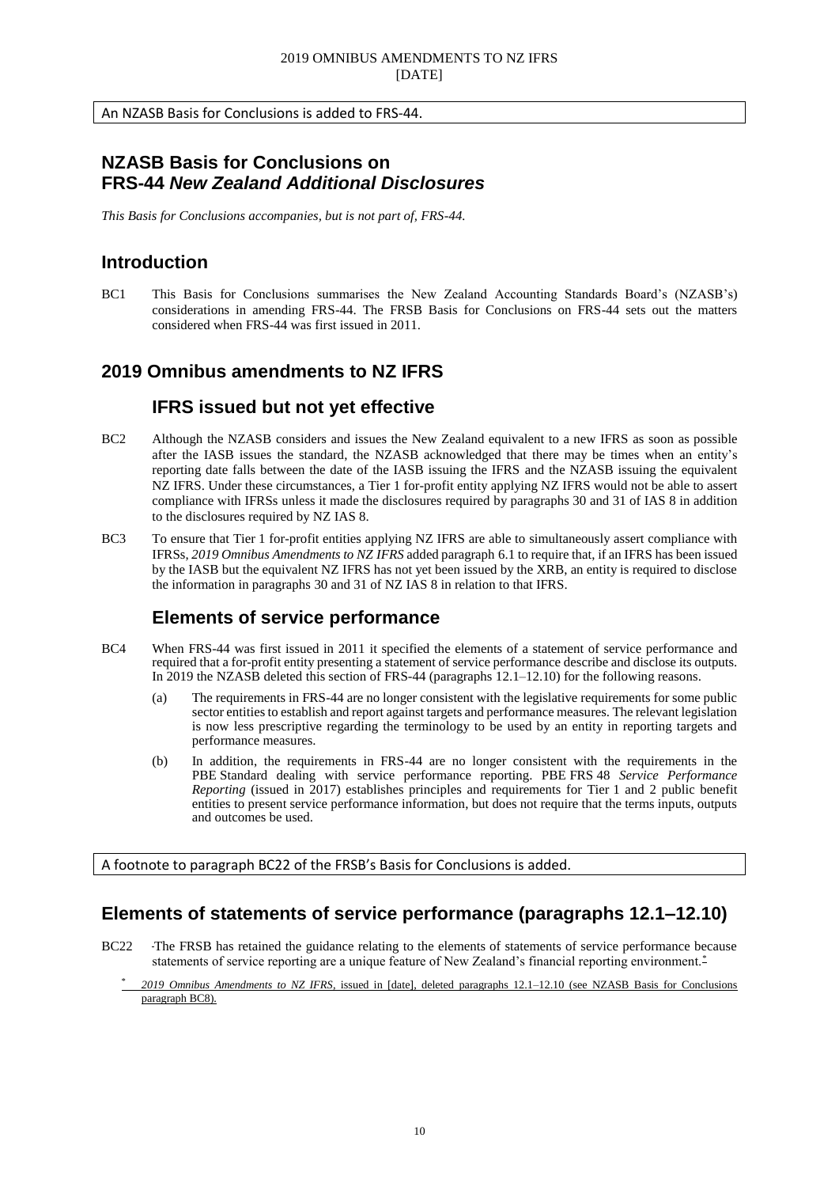An NZASB Basis for Conclusions is added to FRS-44.

## NZASB Basis for Conclusions on FRS-44 *New Zealand Additional Disclosures*

*This Basis for Conclusions accompanies, but is not part of, FRS-44.*

## Introduction

BC1 This Basis for Conclusions summarises the New Zealand Accounting Standards Board's (NZASB's) considerations in amending FRS-44. The FRSB Basis for Conclusions on FRS-44 sets out the matters considered when FRS-44 was first issued in 2011.

## 2019 Omnibus amendments to NZ IFRS

### IFRS issued but not yet effective

BC2 Although the NZASB considers and issues the New Zealand equivalent to a new IFRS as soon as possible after the IASB issues the standard, the NZASB acknowledged that there may be times when an entity's reporting date falls between the date of the IASB issuing the IFRS and the NZASB issuing the equivalent NZ IFRS. Under these circumstances, a Tier 1 for-profit entity applying NZ IFRS would not be able to assert compliance with IFRSs unless it made the disclosures required by paragraphs 30 and 31 of IAS 8 in addition to the disclosures required by NZ IAS 8.

BC3 To ensure that Tier 1 for-profit entities applying NZ IFRS are able to simultaneously assert compliance with IFRSs, *2019 Omnibus Amendments to NZ IFRS* added paragraph 6.1 to require that, if an IFRS has been issued by the IASB but the equivalent NZ IFRS has not yet been issued by the XRB, an entity is required to disclose the information in paragraphs 30 and 31 of NZ IAS 8 in relation to that IFRS.

### Elements of service performance

BC4 When FRS-44 was first issued in 2011 it specified the elements of a statement of service performance and required that a for-profit entity presenting a statement of service performance describe and disclose its outputs. In 2019 the NZASB deleted this section of FRS-44 (paragraphs 12.1–12.10) for the following reasons.

(a) The requirements in FRS-44 are no longer consistent with the legislative requirements for some public sector entities to establish and report against targets and performance measures. The relevant legislation is now less prescriptive regarding the terminology to be used by an entity in reporting targets and performance measures.

(b) In addition, the requirements in FRS-44 are no longer consistent with the requirements in the PBE Standard dealing with service performance reporting. PBE FRS 48 *Service Performance Reporting* (issued in 2017) establishes principles and requirements for Tier 1 and 2 public benefit entities to present service performance information, but does not require that the terms inputs, outputs and outcomes be used.

A footnote to paragraph BC22 of the FRSB's Basis for Conclusions is added.

## Elements of statements of service performance (paragraphs 12.1–12.10)

BC22 The FRSB has retained the guidance relating to the elements of statements of service performance because statements of service reporting are a unique feature of New Zealand's financial reporting environment.*

\* *2019 Omnibus Amendments to NZ IFRS*, issued in [date], deleted paragraphs 12.1–12.10 (see NZASB Basis for Conclusions paragraph BC8).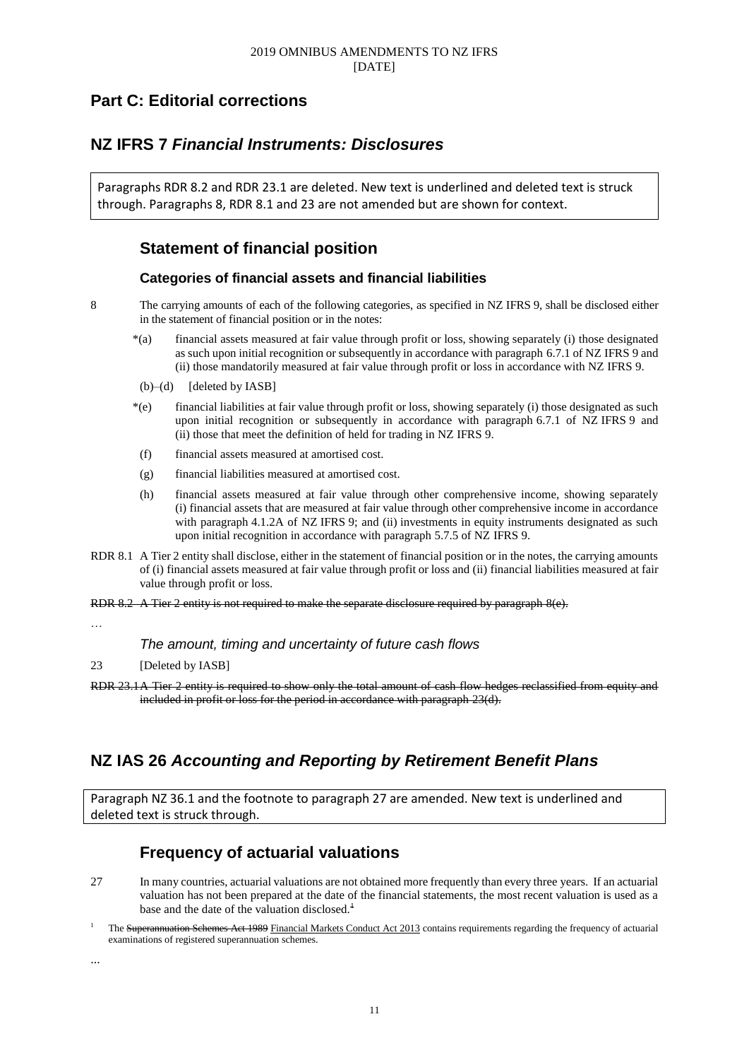## Part C: Editorial corrections

## NZ IFRS 7 *Financial Instruments: Disclosures*

Paragraphs RDR 8.2 and RDR 23.1 are deleted. New text is underlined and deleted text is struck through. Paragraphs 8, RDR 8.1 and 23 are not amended but are shown for context.

### Statement of financial position

#### Categories of financial assets and financial liabilities

8 The carrying amounts of each of the following categories, as specified in NZ IFRS 9, shall be disclosed either in the statement of financial position or in the notes:

*(a) financial assets measured at fair value through profit or loss, showing separately (i) those designated as such upon initial recognition or subsequently in accordance with paragraph 6.7.1 of NZ IFRS 9 and (ii) those mandatorily measured at fair value through profit or loss in accordance with NZ IFRS 9.

(b)–(d) [deleted by IASB]

*(e) financial liabilities at fair value through profit or loss, showing separately (i) those designated as such upon initial recognition or subsequently in accordance with paragraph 6.7.1 of NZ IFRS 9 and (ii) those that meet the definition of held for trading in NZ IFRS 9.

(f) financial assets measured at amortised cost.

(g) financial liabilities measured at amortised cost.

(h) financial assets measured at fair value through other comprehensive income, showing separately (i) financial assets that are measured at fair value through other comprehensive income in accordance with paragraph 4.1.2A of NZ IFRS 9; and (ii) investments in equity instruments designated as such upon initial recognition in accordance with paragraph 5.7.5 of NZ IFRS 9.

RDR 8.1 A Tier 2 entity shall disclose, either in the statement of financial position or in the notes, the carrying amounts of (i) financial assets measured at fair value through profit or loss and (ii) financial liabilities measured at fair value through profit or loss.

~~RDR 8.2 A Tier 2 entity is not required to make the separate disclosure required by paragraph 8(e).~~

…

*The amount, timing and uncertainty of future cash flows*

23 [Deleted by IASB]

~~RDR 23.1 A Tier 2 entity is required to show only the total amount of cash flow hedges reclassified from equity and included in profit or loss for the period in accordance with paragraph 23(d).~~

## NZ IAS 26 *Accounting and Reporting by Retirement Benefit Plans*

Paragraph NZ 36.1 and the footnote to paragraph 27 are amended. New text is underlined and deleted text is struck through.

### Frequency of actuarial valuations

27 In many countries, actuarial valuations are not obtained more frequently than every three years. If an actuarial valuation has not been prepared at the date of the financial statements, the most recent valuation is used as a base and the date of the valuation disclosed.[1]

[1] The ~~Superannuation Schemes Act 1989~~ <u>Financial Markets Conduct Act 2013</u> contains requirements regarding the frequency of actuarial examinations of registered superannuation schemes.

...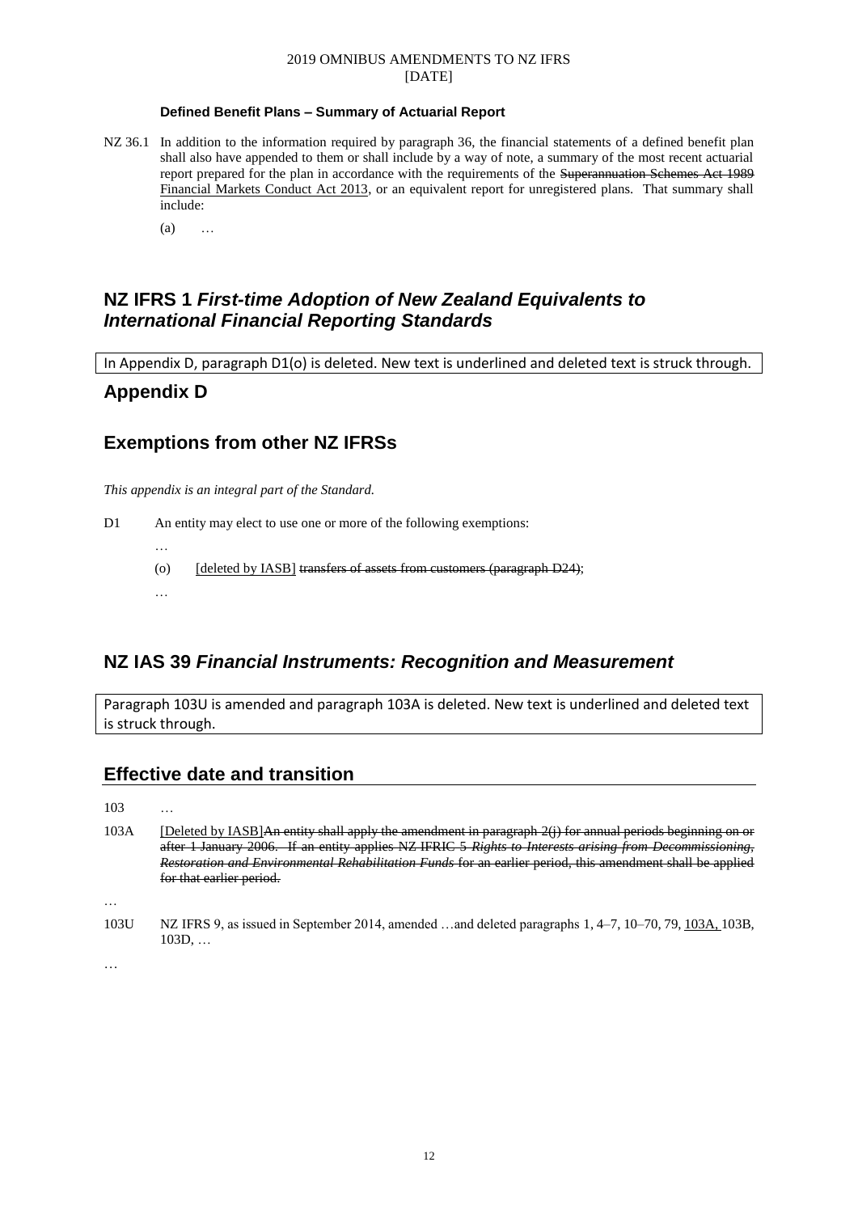#### Defined Benefit Plans – Summary of Actuarial Report

NZ 36.1 In addition to the information required by paragraph 36, the financial statements of a defined benefit plan shall also have appended to them or shall include by a way of note, a summary of the most recent actuarial report prepared for the plan in accordance with the requirements of the ~~Superannuation Schemes Act 1989~~ <u>Financial Markets Conduct Act 2013</u>, or an equivalent report for unregistered plans. That summary shall include:

(a) …

## NZ IFRS 1 *First-time Adoption of New Zealand Equivalents to International Financial Reporting Standards*

In Appendix D, paragraph D1(o) is deleted. New text is underlined and deleted text is struck through.

## Appendix D

## Exemptions from other NZ IFRSs

*This appendix is an integral part of the Standard.*

D1 An entity may elect to use one or more of the following exemptions:

…

(o) <u>[deleted by IASB]</u> ~~transfers of assets from customers (paragraph D24)~~;

…

## NZ IAS 39 *Financial Instruments: Recognition and Measurement*

Paragraph 103U is amended and paragraph 103A is deleted. New text is underlined and deleted text is struck through.

## Effective date and transition

103 …

103A <u>[Deleted by IASB]</u>~~An entity shall apply the amendment in paragraph 2(j) for annual periods beginning on or after 1 January 2006. If an entity applies NZ IFRIC 5 *Rights to Interests arising from Decommissioning, Restoration and Environmental Rehabilitation Funds* for an earlier period, this amendment shall be applied for that earlier period.~~

…

103U NZ IFRS 9, as issued in September 2014, amended …and deleted paragraphs 1, 4–7, 10–70, 79, <u>103A,</u> 103B, 103D, …

…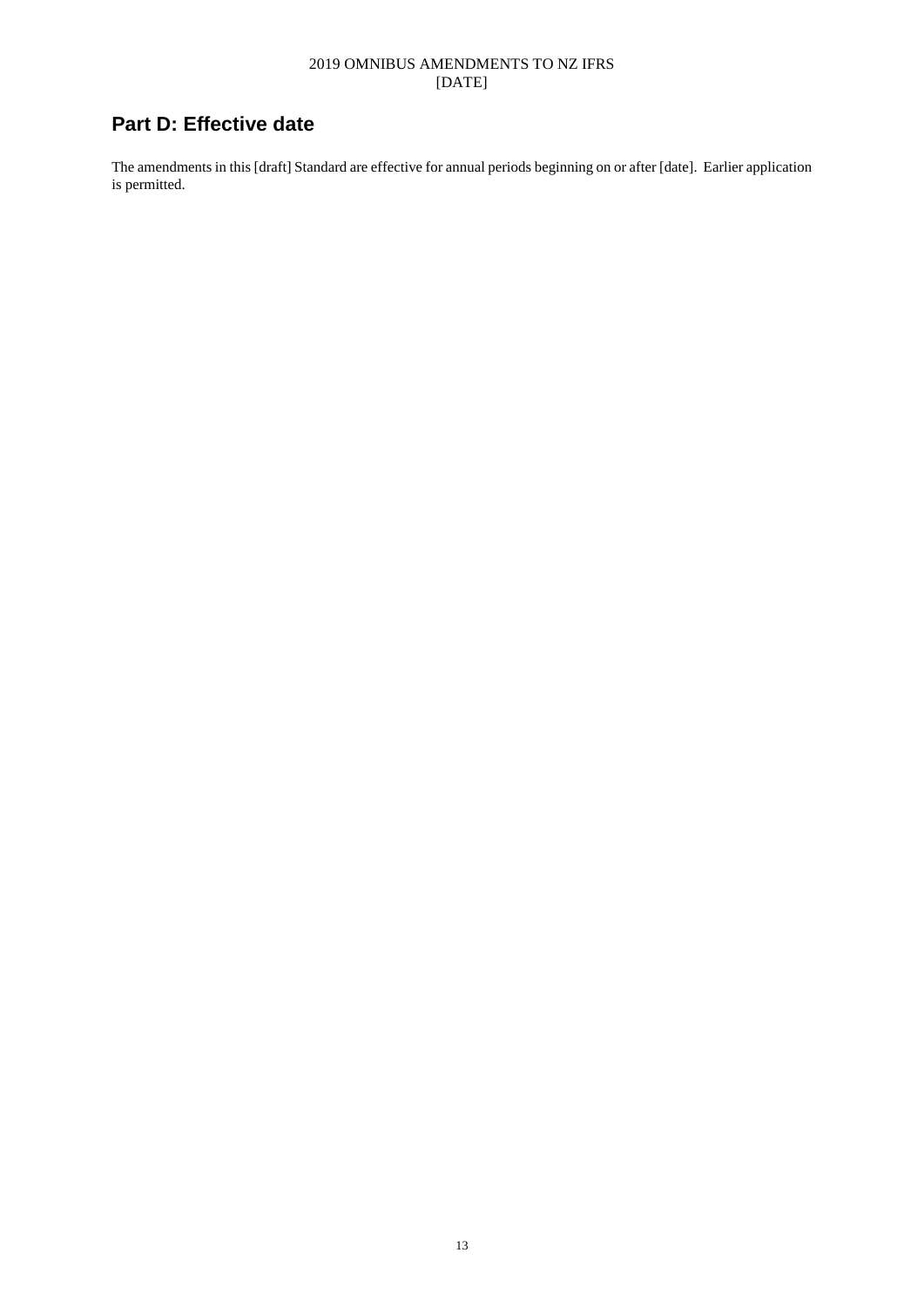## Part D: Effective date

The amendments in this [draft] Standard are effective for annual periods beginning on or after [date]. Earlier application is permitted.